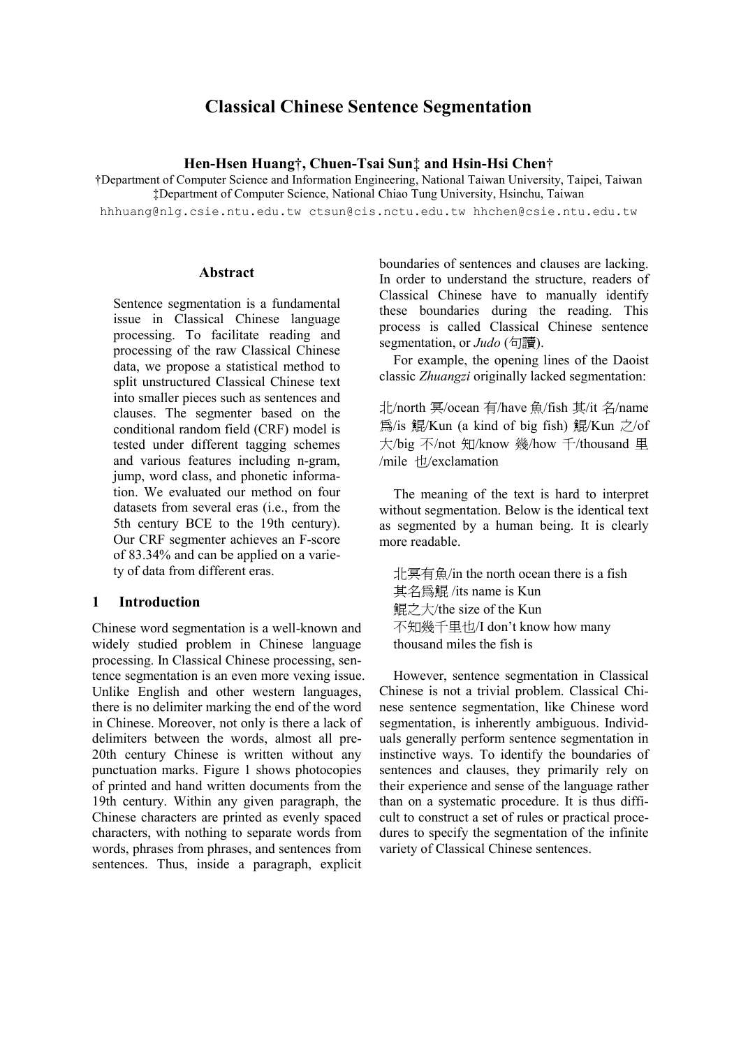# Classical Chinese Sentence Segmentation

**Hen-Hsen Huang†, Chuen-Tsai Sun‡ and Hsin-Hsi Chen†**

†Department of Computer Science and Information Engineering, National Taiwan University, Taipei, Taiwan
‡Department of Computer Science, National Chiao Tung University, Hsinchu, Taiwan

hhhuang@nlg.csie.ntu.edu.tw ctsun@cis.nctu.edu.tw hhchen@csie.ntu.edu.tw

## Abstract

Sentence segmentation is a fundamental issue in Classical Chinese language processing. To facilitate reading and processing of the raw Classical Chinese data, we propose a statistical method to split unstructured Classical Chinese text into smaller pieces such as sentences and clauses. The segmenter based on the conditional random field (CRF) model is tested under different tagging schemes and various features including n-gram, jump, word class, and phonetic information. We evaluated our method on four datasets from several eras (i.e., from the 5th century BCE to the 19th century). Our CRF segmenter achieves an F-score of 83.34% and can be applied on a variety of data from different eras.

## 1 Introduction

Chinese word segmentation is a well-known and widely studied problem in Chinese language processing. In Classical Chinese processing, sentence segmentation is an even more vexing issue. Unlike English and other western languages, there is no delimiter marking the end of the word in Chinese. Moreover, not only is there a lack of delimiters between the words, almost all pre-20th century Chinese is written without any punctuation marks. Figure 1 shows photocopies of printed and hand written documents from the 19th century. Within any given paragraph, the Chinese characters are printed as evenly spaced characters, with nothing to separate words from words, phrases from phrases, and sentences from sentences. Thus, inside a paragraph, explicit boundaries of sentences and clauses are lacking. In order to understand the structure, readers of Classical Chinese have to manually identify these boundaries during the reading. This process is called Classical Chinese sentence segmentation, or *Judo* (句讀).

For example, the opening lines of the Daoist classic *Zhuangzi* originally lacked segmentation:

北/north 冥/ocean 有/have 魚/fish 其/it 名/name 爲/is 鯤/Kun (a kind of big fish) 鯤/Kun 之/of 大/big 不/not 知/know 幾/how 千/thousand 里/mile 也/exclamation

The meaning of the text is hard to interpret without segmentation. Below is the identical text as segmented by a human being. It is clearly more readable.

北冥有魚/in the north ocean there is a fish
其名爲鯤 /its name is Kun
鯤之大/the size of the Kun
不知幾千里也/I don't know how many thousand miles the fish is

However, sentence segmentation in Classical Chinese is not a trivial problem. Classical Chinese sentence segmentation, like Chinese word segmentation, is inherently ambiguous. Individuals generally perform sentence segmentation in instinctive ways. To identify the boundaries of sentences and clauses, they primarily rely on their experience and sense of the language rather than on a systematic procedure. It is thus difficult to construct a set of rules or practical procedures to specify the segmentation of the infinite variety of Classical Chinese sentences.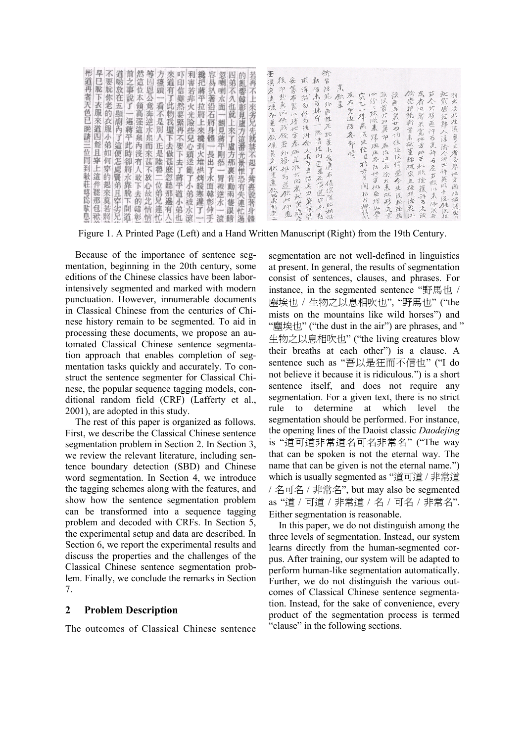Figure 1. A Printed Page (Left) and a Hand Written Manuscript (Right) from the 19th Century.

Because of the importance of sentence segmentation, beginning in the 20th century, some editions of the Chinese classics have been labor-intensively segmented and marked with modern punctuation. However, innumerable documents in Classical Chinese from the centuries of Chinese history remain to be segmented. To aid in processing these documents, we propose an automated Classical Chinese sentence segmentation approach that enables completion of segmentation tasks quickly and accurately. To construct the sentence segmenter for Classical Chinese, the popular sequence tagging models, conditional random field (CRF) (Lafferty et al., 2001), are adopted in this study.

The rest of this paper is organized as follows. First, we describe the Classical Chinese sentence segmentation problem in Section 2. In Section 3, we review the relevant literature, including sentence boundary detection (SBD) and Chinese word segmentation. In Section 4, we introduce the tagging schemes along with the features, and show how the sentence segmentation problem can be transformed into a sequence tagging problem and decoded with CRFs. In Section 5, the experimental setup and data are described. In Section 6, we report the experimental results and discuss the properties and the challenges of the Classical Chinese sentence segmentation problem. Finally, we conclude the remarks in Section 7.

## 2 Problem Description

The outcomes of Classical Chinese sentence segmentation are not well-defined in linguistics at present. In general, the results of segmentation consist of sentences, clauses, and phrases. For instance, in the segmented sentence "野馬也 / 塵埃也 / 生物之以息相吹也", "野馬也" ("the mists on the mountains like wild horses") and "塵埃也" ("the dust in the air") are phrases, and "生物之以息相吹也" ("the living creatures blow their breaths at each other") is a clause. A sentence such as "吾以是狂而不信也" ("I do not believe it because it is ridiculous.") is a short sentence itself, and does not require any segmentation. For a given text, there is no strict rule to determine at which level the segmentation should be performed. For instance, the opening lines of the Daoist classic *Daodejing* is "道可道非常道名可名非常名" ("The way that can be spoken is not the eternal way. The name that can be given is not the eternal name.") which is usually segmented as "道可道 / 非常道 / 名可名 / 非常名", but may also be segmented as "道 / 可道 / 非常道 / 名 / 可名 / 非常名". Either segmentation is reasonable.

In this paper, we do not distinguish among the three levels of segmentation. Instead, our system learns directly from the human-segmented corpus. After training, our system will be adapted to perform human-like segmentation automatically. Further, we do not distinguish the various outcomes of Classical Chinese sentence segmentation. Instead, for the sake of convenience, every product of the segmentation process is termed "clause" in the following sections.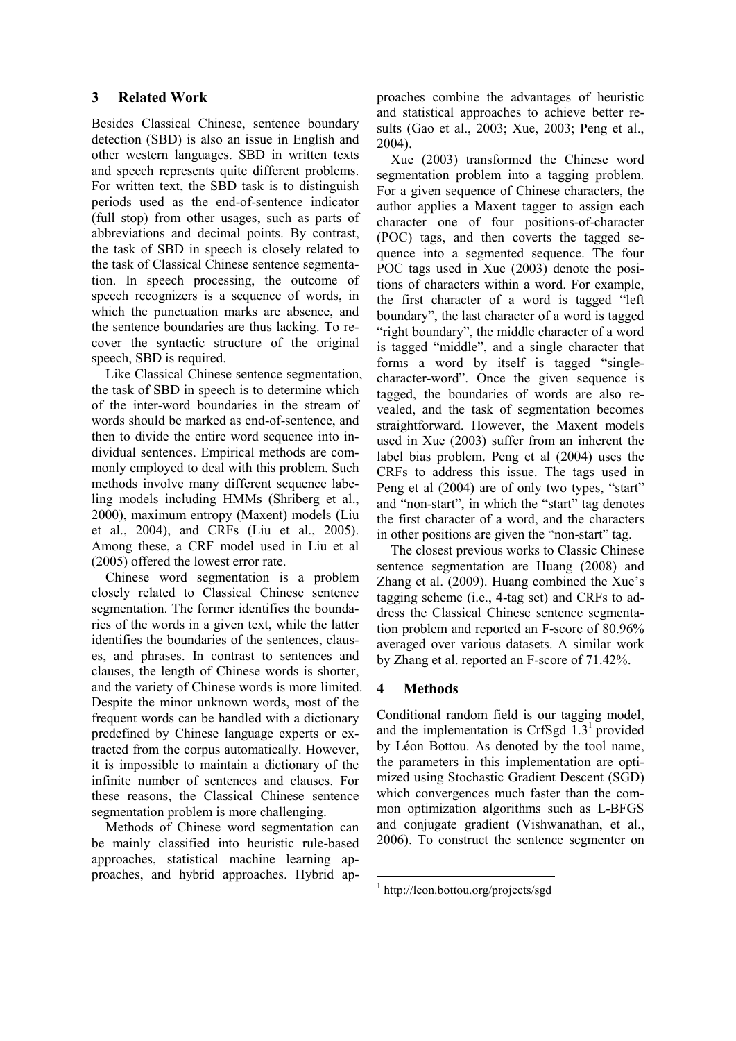## 3 Related Work

Besides Classical Chinese, sentence boundary detection (SBD) is also an issue in English and other western languages. SBD in written texts and speech represents quite different problems. For written text, the SBD task is to distinguish periods used as the end-of-sentence indicator (full stop) from other usages, such as parts of abbreviations and decimal points. By contrast, the task of SBD in speech is closely related to the task of Classical Chinese sentence segmentation. In speech processing, the outcome of speech recognizers is a sequence of words, in which the punctuation marks are absence, and the sentence boundaries are thus lacking. To recover the syntactic structure of the original speech, SBD is required.

Like Classical Chinese sentence segmentation, the task of SBD in speech is to determine which of the inter-word boundaries in the stream of words should be marked as end-of-sentence, and then to divide the entire word sequence into individual sentences. Empirical methods are commonly employed to deal with this problem. Such methods involve many different sequence labeling models including HMMs (Shriberg et al., 2000), maximum entropy (Maxent) models (Liu et al., 2004), and CRFs (Liu et al., 2005). Among these, a CRF model used in Liu et al (2005) offered the lowest error rate.

Chinese word segmentation is a problem closely related to Classical Chinese sentence segmentation. The former identifies the boundaries of the words in a given text, while the latter identifies the boundaries of the sentences, clauses, and phrases. In contrast to sentences and clauses, the length of Chinese words is shorter, and the variety of Chinese words is more limited. Despite the minor unknown words, most of the frequent words can be handled with a dictionary predefined by Chinese language experts or extracted from the corpus automatically. However, it is impossible to maintain a dictionary of the infinite number of sentences and clauses. For these reasons, the Classical Chinese sentence segmentation problem is more challenging.

Methods of Chinese word segmentation can be mainly classified into heuristic rule-based approaches, statistical machine learning approaches, and hybrid approaches. Hybrid approaches combine the advantages of heuristic and statistical approaches to achieve better results (Gao et al., 2003; Xue, 2003; Peng et al., 2004).

Xue (2003) transformed the Chinese word segmentation problem into a tagging problem. For a given sequence of Chinese characters, the author applies a Maxent tagger to assign each character one of four positions-of-character (POC) tags, and then coverts the tagged sequence into a segmented sequence. The four POC tags used in Xue (2003) denote the positions of characters within a word. For example, the first character of a word is tagged "left boundary", the last character of a word is tagged "right boundary", the middle character of a word is tagged "middle", and a single character that forms a word by itself is tagged "single-character-word". Once the given sequence is tagged, the boundaries of words are also revealed, and the task of segmentation becomes straightforward. However, the Maxent models used in Xue (2003) suffer from an inherent the label bias problem. Peng et al (2004) uses the CRFs to address this issue. The tags used in Peng et al (2004) are of only two types, "start" and "non-start", in which the "start" tag denotes the first character of a word, and the characters in other positions are given the "non-start" tag.

The closest previous works to Classic Chinese sentence segmentation are Huang (2008) and Zhang et al. (2009). Huang combined the Xue's tagging scheme (i.e., 4-tag set) and CRFs to address the Classical Chinese sentence segmentation problem and reported an F-score of 80.96% averaged over various datasets. A similar work by Zhang et al. reported an F-score of 71.42%.

## 4 Methods

Conditional random field is our tagging model, and the implementation is CrfSgd 1.3[1] provided by Léon Bottou. As denoted by the tool name, the parameters in this implementation are optimized using Stochastic Gradient Descent (SGD) which convergences much faster than the common optimization algorithms such as L-BFGS and conjugate gradient (Vishwanathan, et al., 2006). To construct the sentence segmenter on

[1] http://leon.bottou.org/projects/sgd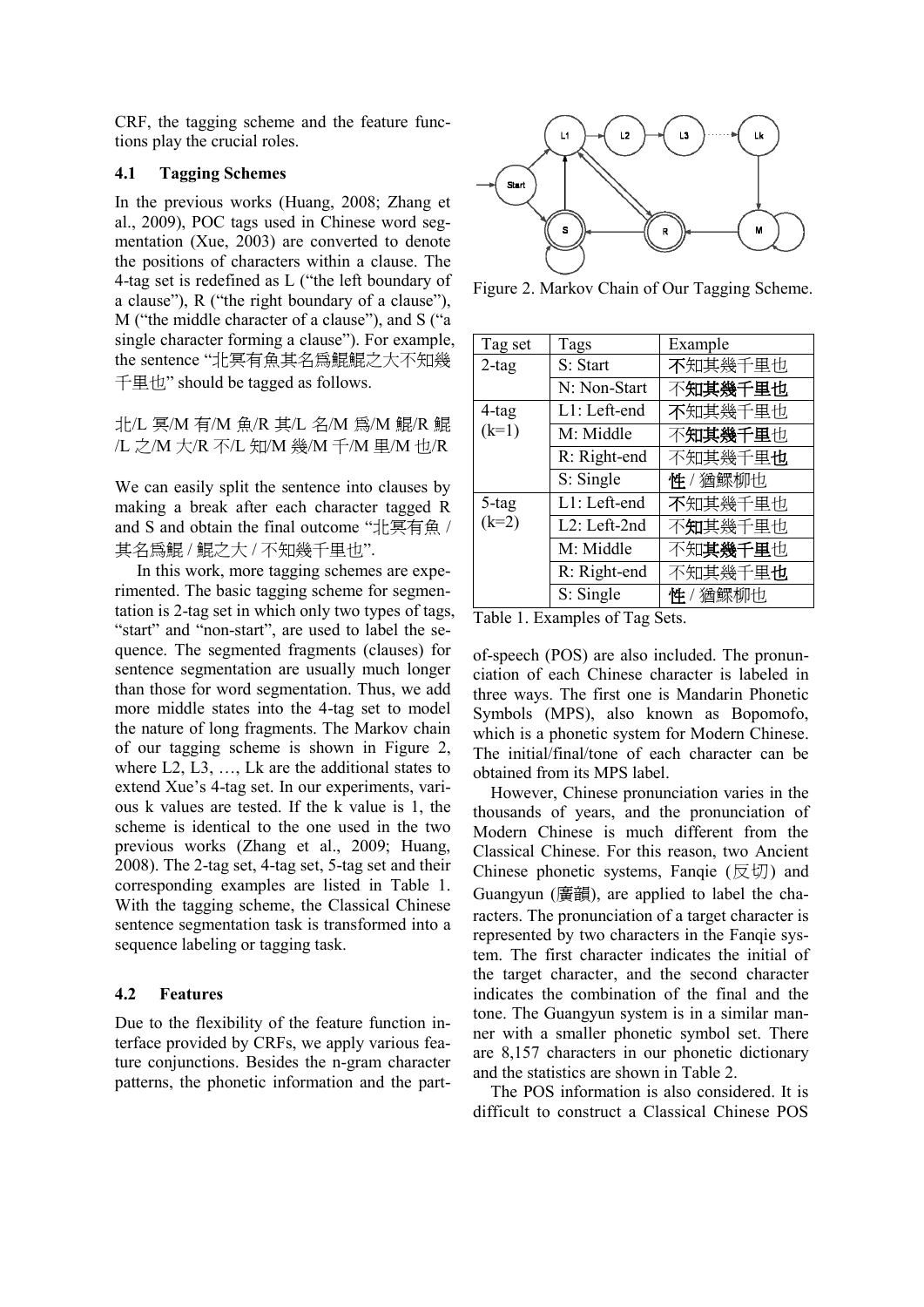CRF, the tagging scheme and the feature functions play the crucial roles.

### 4.1 Tagging Schemes

In the previous works (Huang, 2008; Zhang et al., 2009), POC tags used in Chinese word segmentation (Xue, 2003) are converted to denote the positions of characters within a clause. The 4-tag set is redefined as L ("the left boundary of a clause"), R ("the right boundary of a clause"), M ("the middle character of a clause"), and S ("a single character forming a clause"). For example, the sentence "北冥有魚其名爲鯤鯤之大不知幾千里也" should be tagged as follows.

北/L 冥/M 有/M 魚/R 其/L 名/M 爲/M 鯤/R 鯤/L 之/M 大/R 不/L 知/M 幾/M 千/M 里/M 也/R

We can easily split the sentence into clauses by making a break after each character tagged R and S and obtain the final outcome "北冥有魚 / 其名爲鯤 / 鯤之大 / 不知幾千里也".

In this work, more tagging schemes are experimented. The basic tagging scheme for segmentation is 2-tag set in which only two types of tags, "start" and "non-start", are used to label the sequence. The segmented fragments (clauses) for sentence segmentation are usually much longer than those for word segmentation. Thus, we add more middle states into the 4-tag set to model the nature of long fragments. The Markov chain of our tagging scheme is shown in Figure 2, where L2, L3, …, Lk are the additional states to extend Xue's 4-tag set. In our experiments, various k values are tested. If the k value is 1, the scheme is identical to the one used in the two previous works (Zhang et al., 2009; Huang, 2008). The 2-tag set, 4-tag set, 5-tag set and their corresponding examples are listed in Table 1. With the tagging scheme, the Classical Chinese sentence segmentation task is transformed into a sequence labeling or tagging task.

Start
L1
L2
L3
Lk
S
R
M

Figure 2. Markov Chain of Our Tagging Scheme.

| Tag set | Tags | Example |
|---|---|---|
| 2-tag | S: Start | **不**知其幾千里也 |
| | N: Non-Start | 不**知其幾千里也** |
| 4-tag (k=1) | L1: Left-end | **不**知其幾千里也 |
| | M: Middle | 不**知其幾千里**也 |
| | R: Right-end | 不知其幾千里**也** |
| | S: Single | **性** / 猶鰥柳也 |
| 5-tag (k=2) | L1: Left-end | **不**知其幾千里也 |
| | L2: Left-2nd | 不**知**其幾千里也 |
| | M: Middle | 不知**其幾千里**也 |
| | R: Right-end | 不知其幾千里**也** |
| | S: Single | **性** / 猶鰥柳也 |

Table 1. Examples of Tag Sets.

### 4.2 Features

Due to the flexibility of the feature function interface provided by CRFs, we apply various feature conjunctions. Besides the n-gram character patterns, the phonetic information and the part-of-speech (POS) are also included. The pronunciation of each Chinese character is labeled in three ways. The first one is Mandarin Phonetic Symbols (MPS), also known as Bopomofo, which is a phonetic system for Modern Chinese. The initial/final/tone of each character can be obtained from its MPS label.

However, Chinese pronunciation varies in the thousands of years, and the pronunciation of Modern Chinese is much different from the Classical Chinese. For this reason, two Ancient Chinese phonetic systems, Fanqie (反切) and Guangyun (廣韻), are applied to label the characters. The pronunciation of a target character is represented by two characters in the Fanqie system. The first character indicates the initial of the target character, and the second character indicates the combination of the final and the tone. The Guangyun system is in a similar manner with a smaller phonetic symbol set. There are 8,157 characters in our phonetic dictionary and the statistics are shown in Table 2.

The POS information is also considered. It is difficult to construct a Classical Chinese POS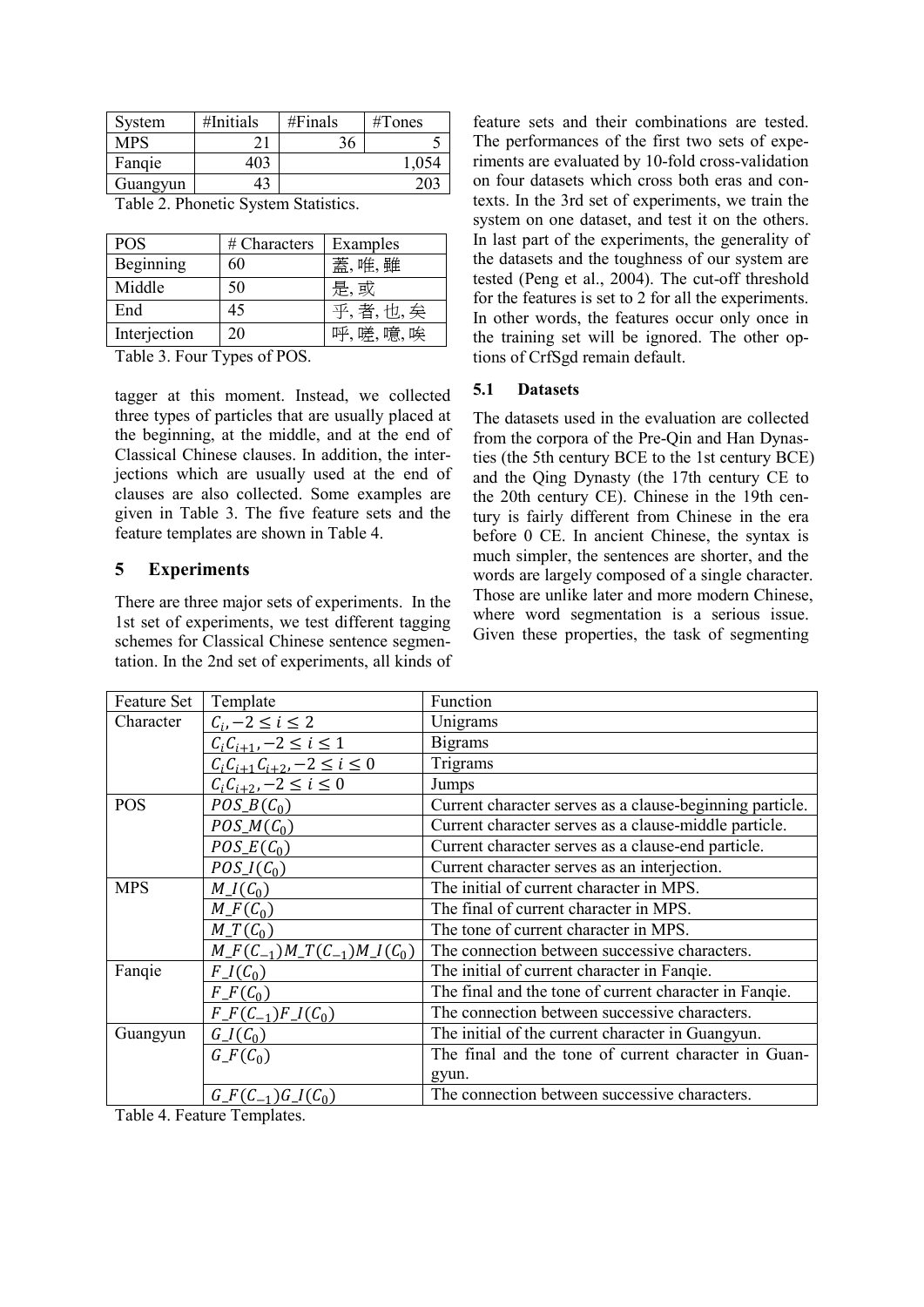| System | #Initials | #Finals | #Tones |
|---|---|---|---|
| MPS | 21 | 36 | 5 |
| Fanqie | 403 | 1,054 | |
| Guangyun | 43 | 203 | |

Table 2. Phonetic System Statistics.

| POS | # Characters | Examples |
|---|---|---|
| Beginning | 60 | 蓋, 唯, 雖 |
| Middle | 50 | 是, 或 |
| End | 45 | 乎, 者, 也, 矣 |
| Interjection | 20 | 呼, 嗟, 噫, 唉 |

Table 3. Four Types of POS.

tagger at this moment. Instead, we collected three types of particles that are usually placed at the beginning, at the middle, and at the end of Classical Chinese clauses. In addition, the interjections which are usually used at the end of clauses are also collected. Some examples are given in Table 3. The five feature sets and the feature templates are shown in Table 4.

## 5 Experiments

There are three major sets of experiments. In the 1st set of experiments, we test different tagging schemes for Classical Chinese sentence segmentation. In the 2nd set of experiments, all kinds of feature sets and their combinations are tested. The performances of the first two sets of experiments are evaluated by 10-fold cross-validation on four datasets which cross both eras and contexts. In the 3rd set of experiments, we train the system on one dataset, and test it on the others. In last part of the experiments, the generality of the datasets and the toughness of our system are tested (Peng et al., 2004). The cut-off threshold for the features is set to 2 for all the experiments. In other words, the features occur only once in the training set will be ignored. The other options of CrfSgd remain default.

### 5.1 Datasets

The datasets used in the evaluation are collected from the corpora of the Pre-Qin and Han Dynasties (the 5th century BCE to the 1st century BCE) and the Qing Dynasty (the 17th century CE to the 20th century CE). Chinese in the 19th century is fairly different from Chinese in the era before 0 CE. In ancient Chinese, the syntax is much simpler, the sentences are shorter, and the words are largely composed of a single character. Those are unlike later and more modern Chinese, where word segmentation is a serious issue. Given these properties, the task of segmenting

| Feature Set | Template | Function |
|---|---|---|
| Character | $C_i, -2 \leq i \leq 2$ | Unigrams |
| | $C_i C_{i+1}, -2 \leq i \leq 1$ | Bigrams |
| | $C_i C_{i+1} C_{i+2}, -2 \leq i \leq 0$ | Trigrams |
| | $C_i C_{i+2}, -2 \leq i \leq 0$ | Jumps |
| POS | $POS\_B(C_0)$ | Current character serves as a clause-beginning particle. |
| | $POS\_M(C_0)$ | Current character serves as a clause-middle particle. |
| | $POS\_E(C_0)$ | Current character serves as a clause-end particle. |
| | $POS\_I(C_0)$ | Current character serves as an interjection. |
| MPS | $M\_I(C_0)$ | The initial of current character in MPS. |
| | $M\_F(C_0)$ | The final of current character in MPS. |
| | $M\_T(C_0)$ | The tone of current character in MPS. |
| | $M\_F(C_{-1})M\_T(C_{-1})M\_I(C_0)$ | The connection between successive characters. |
| Fanqie | $F\_I(C_0)$ | The initial of current character in Fanqie. |
| | $F\_F(C_0)$ | The final and the tone of current character in Fanqie. |
| | $F\_F(C_{-1})F\_I(C_0)$ | The connection between successive characters. |
| Guangyun | $G\_I(C_0)$ | The initial of the current character in Guangyun. |
| | $G\_F(C_0)$ | The final and the tone of current character in Guangyun. |
| | $G\_F(C_{-1})G\_I(C_0)$ | The connection between successive characters. |

Table 4. Feature Templates.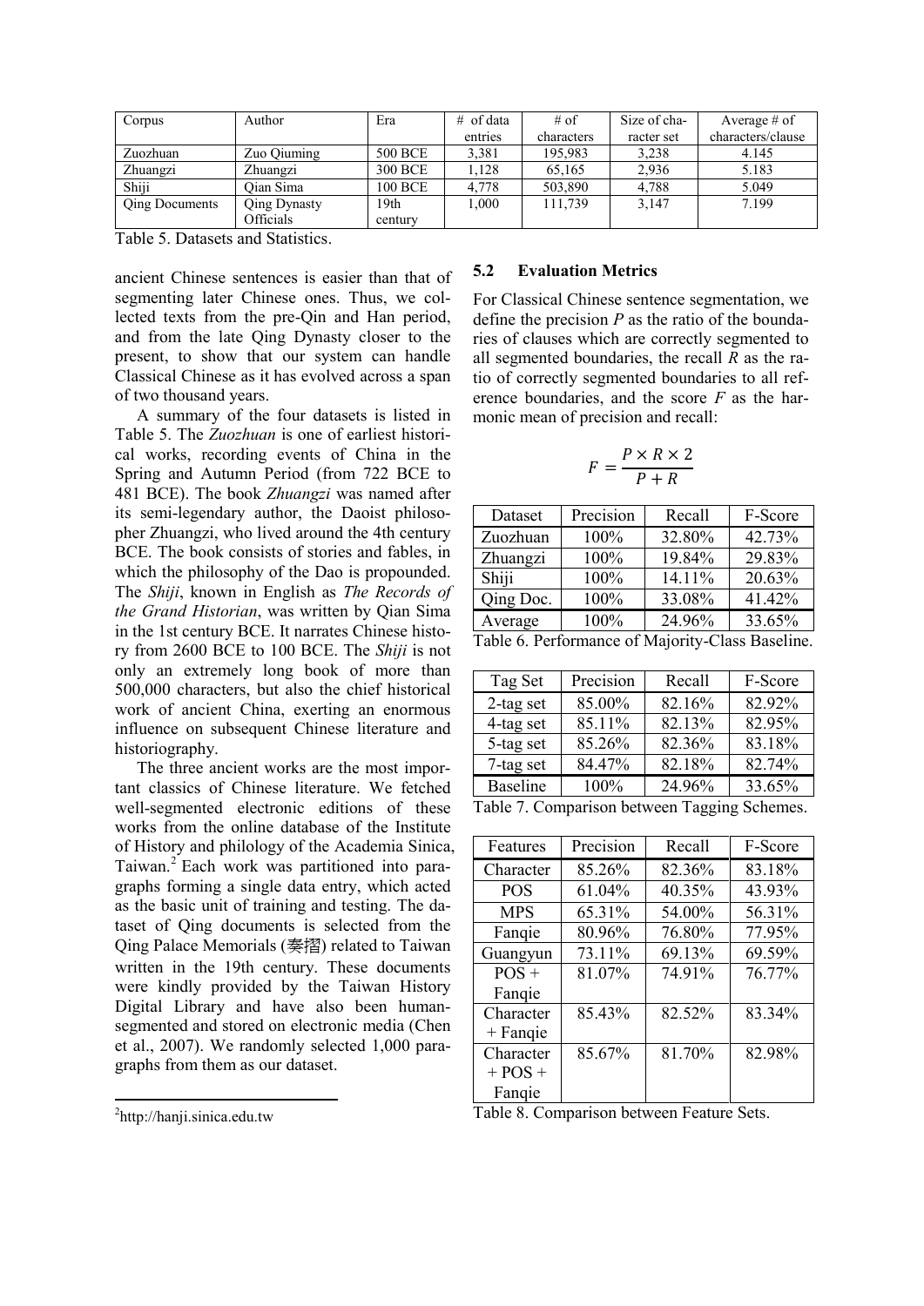| Corpus | Author | Era | # of data entries | # of characters | Size of character set | Average # of characters/clause |
|---|---|---|---|---|---|---|
| Zuozhuan | Zuo Qiuming | 500 BCE | 3,381 | 195,983 | 3,238 | 4.145 |
| Zhuangzi | Zhuangzi | 300 BCE | 1,128 | 65,165 | 2,936 | 5.183 |
| Shiji | Qian Sima | 100 BCE | 4,778 | 503,890 | 4,788 | 5.049 |
| Qing Documents | Qing Dynasty Officials | 19th century | 1,000 | 111,739 | 3,147 | 7.199 |

Table 5. Datasets and Statistics.

ancient Chinese sentences is easier than that of segmenting later Chinese ones. Thus, we collected texts from the pre-Qin and Han period, and from the late Qing Dynasty closer to the present, to show that our system can handle Classical Chinese as it has evolved across a span of two thousand years.

A summary of the four datasets is listed in Table 5. The *Zuozhuan* is one of earliest historical works, recording events of China in the Spring and Autumn Period (from 722 BCE to 481 BCE). The book *Zhuangzi* was named after its semi-legendary author, the Daoist philosopher Zhuangzi, who lived around the 4th century BCE. The book consists of stories and fables, in which the philosophy of the Dao is propounded. The *Shiji*, known in English as *The Records of the Grand Historian*, was written by Qian Sima in the 1st century BCE. It narrates Chinese history from 2600 BCE to 100 BCE. The *Shiji* is not only an extremely long book of more than 500,000 characters, but also the chief historical work of ancient China, exerting an enormous influence on subsequent Chinese literature and historiography.

The three ancient works are the most important classics of Chinese literature. We fetched well-segmented electronic editions of these works from the online database of the Institute of History and philology of the Academia Sinica, Taiwan.[2] Each work was partitioned into paragraphs forming a single data entry, which acted as the basic unit of training and testing. The dataset of Qing documents is selected from the Qing Palace Memorials (奏摺) related to Taiwan written in the 19th century. These documents were kindly provided by the Taiwan History Digital Library and have also been human-segmented and stored on electronic media (Chen et al., 2007). We randomly selected 1,000 paragraphs from them as our dataset.

[2] http://hanji.sinica.edu.tw

### 5.2 Evaluation Metrics

For Classical Chinese sentence segmentation, we define the precision $P$ as the ratio of the boundaries of clauses which are correctly segmented to all segmented boundaries, the recall $R$ as the ratio of correctly segmented boundaries to all reference boundaries, and the score $F$ as the harmonic mean of precision and recall:

$$F = \frac{P \times R \times 2}{P + R}$$

| Dataset | Precision | Recall | F-Score |
|---|---|---|---|
| Zuozhuan | 100% | 32.80% | 42.73% |
| Zhuangzi | 100% | 19.84% | 29.83% |
| Shiji | 100% | 14.11% | 20.63% |
| Qing Doc. | 100% | 33.08% | 41.42% |
| Average | 100% | 24.96% | 33.65% |

Table 6. Performance of Majority-Class Baseline.

| Tag Set | Precision | Recall | F-Score |
|---|---|---|---|
| 2-tag set | 85.00% | 82.16% | 82.92% |
| 4-tag set | 85.11% | 82.13% | 82.95% |
| 5-tag set | 85.26% | 82.36% | 83.18% |
| 7-tag set | 84.47% | 82.18% | 82.74% |
| Baseline | 100% | 24.96% | 33.65% |

Table 7. Comparison between Tagging Schemes.

| Features | Precision | Recall | F-Score |
|---|---|---|---|
| Character | 85.26% | 82.36% | 83.18% |
| POS | 61.04% | 40.35% | 43.93% |
| MPS | 65.31% | 54.00% | 56.31% |
| Fanqie | 80.96% | 76.80% | 77.95% |
| Guangyun | 73.11% | 69.13% | 69.59% |
| POS + Fanqie | 81.07% | 74.91% | 76.77% |
| Character + Fanqie | 85.43% | 82.52% | 83.34% |
| Character + POS + Fanqie | 85.67% | 81.70% | 82.98% |

Table 8. Comparison between Feature Sets.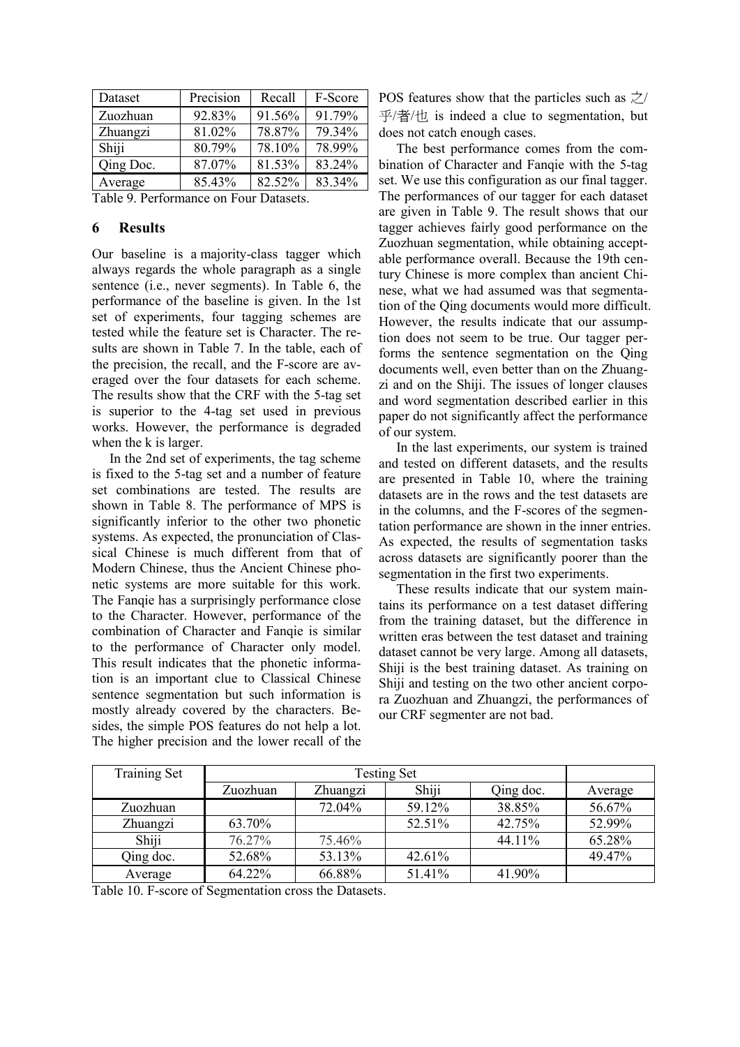| Dataset | Precision | Recall | F-Score |
| --- | --- | --- | --- |
| Zuozhuan | 92.83% | 91.56% | 91.79% |
| Zhuangzi | 81.02% | 78.87% | 79.34% |
| Shiji | 80.79% | 78.10% | 78.99% |
| Qing Doc. | 87.07% | 81.53% | 83.24% |
| Average | 85.43% | 82.52% | 83.34% |

Table 9. Performance on Four Datasets.

## 6 Results

Our baseline is a majority-class tagger which always regards the whole paragraph as a single sentence (i.e., never segments). In Table 6, the performance of the baseline is given. In the 1st set of experiments, four tagging schemes are tested while the feature set is Character. The results are shown in Table 7. In the table, each of the precision, the recall, and the F-score are averaged over the four datasets for each scheme. The results show that the CRF with the 5-tag set is superior to the 4-tag set used in previous works. However, the performance is degraded when the k is larger.

In the 2nd set of experiments, the tag scheme is fixed to the 5-tag set and a number of feature set combinations are tested. The results are shown in Table 8. The performance of MPS is significantly inferior to the other two phonetic systems. As expected, the pronunciation of Classical Chinese is much different from that of Modern Chinese, thus the Ancient Chinese phonetic systems are more suitable for this work. The Fanqie has a surprisingly performance close to the Character. However, performance of the combination of Character and Fanqie is similar to the performance of Character only model. This result indicates that the phonetic information is an important clue to Classical Chinese sentence segmentation but such information is mostly already covered by the characters. Besides, the simple POS features do not help a lot. The higher precision and the lower recall of the POS features show that the particles such as 之/乎/者/也 is indeed a clue to segmentation, but does not catch enough cases.

The best performance comes from the combination of Character and Fanqie with the 5-tag set. We use this configuration as our final tagger. The performances of our tagger for each dataset are given in Table 9. The result shows that our tagger achieves fairly good performance on the Zuozhuan segmentation, while obtaining acceptable performance overall. Because the 19th century Chinese is more complex than ancient Chinese, what we had assumed was that segmentation of the Qing documents would more difficult. However, the results indicate that our assumption does not seem to be true. Our tagger performs the sentence segmentation on the Qing documents well, even better than on the Zhuangzi and on the Shiji. The issues of longer clauses and word segmentation described earlier in this paper do not significantly affect the performance of our system.

In the last experiments, our system is trained and tested on different datasets, and the results are presented in Table 10, where the training datasets are in the rows and the test datasets are in the columns, and the F-scores of the segmentation performance are shown in the inner entries. As expected, the results of segmentation tasks across datasets are significantly poorer than the segmentation in the first two experiments.

These results indicate that our system maintains its performance on a test dataset differing from the training dataset, but the difference in written eras between the test dataset and training dataset cannot be very large. Among all datasets, Shiji is the best training dataset. As training on Shiji and testing on the two other ancient corpora Zuozhuan and Zhuangzi, the performances of our CRF segmenter are not bad.

| Training Set | Testing Set | | | | |
| --- | --- | --- | --- | --- | --- |
| | Zuozhuan | Zhuangzi | Shiji | Qing doc. | Average |
| Zuozhuan | | 72.04% | 59.12% | 38.85% | 56.67% |
| Zhuangzi | 63.70% | | 52.51% | 42.75% | 52.99% |
| Shiji | 76.27% | 75.46% | | 44.11% | 65.28% |
| Qing doc. | 52.68% | 53.13% | 42.61% | | 49.47% |
| Average | 64.22% | 66.88% | 51.41% | 41.90% | |

Table 10. F-score of Segmentation cross the Datasets.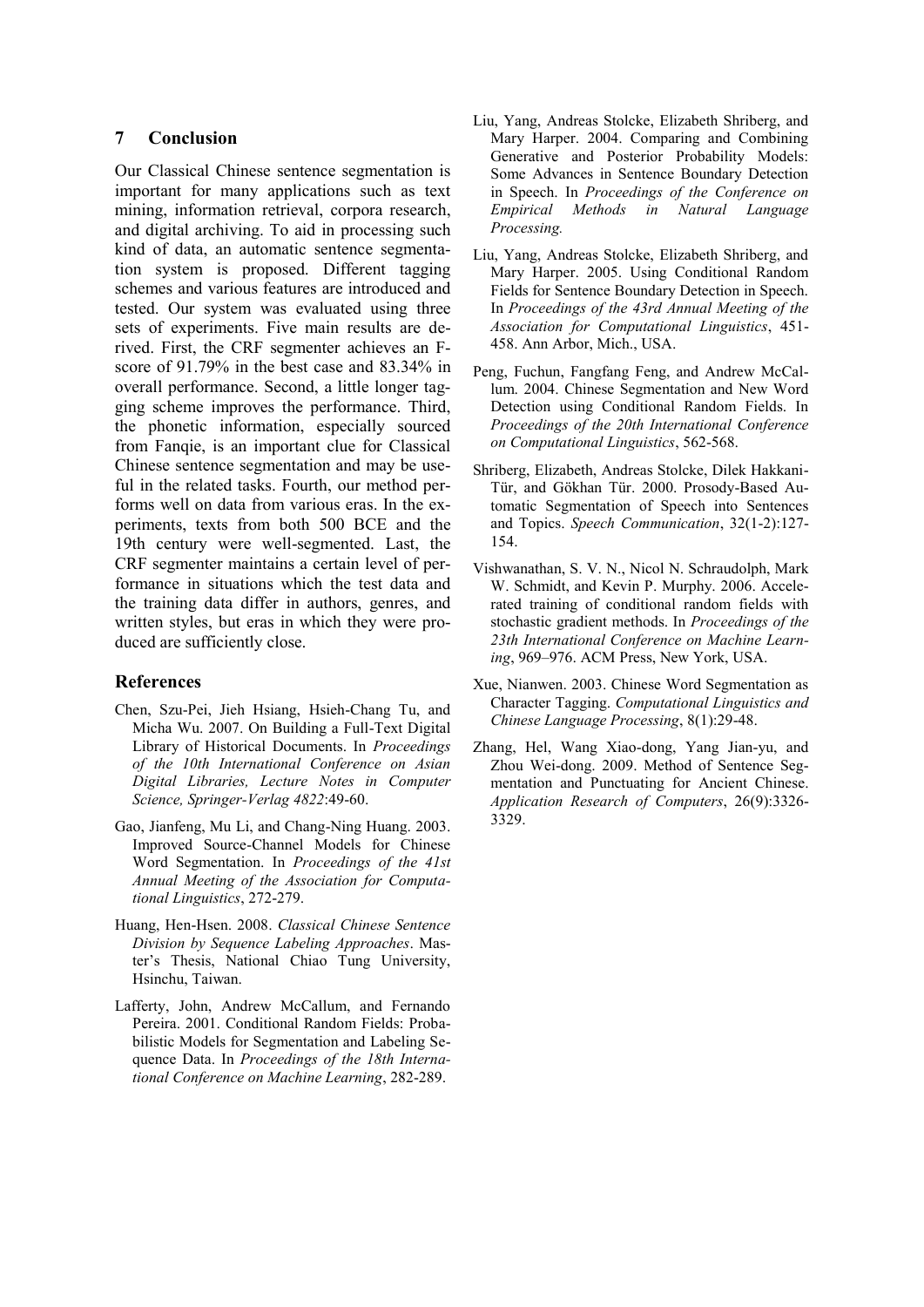## 7 Conclusion

Our Classical Chinese sentence segmentation is important for many applications such as text mining, information retrieval, corpora research, and digital archiving. To aid in processing such kind of data, an automatic sentence segmentation system is proposed. Different tagging schemes and various features are introduced and tested. Our system was evaluated using three sets of experiments. Five main results are derived. First, the CRF segmenter achieves an F-score of 91.79% in the best case and 83.34% in overall performance. Second, a little longer tagging scheme improves the performance. Third, the phonetic information, especially sourced from Fanqie, is an important clue for Classical Chinese sentence segmentation and may be useful in the related tasks. Fourth, our method performs well on data from various eras. In the experiments, texts from both 500 BCE and the 19th century were well-segmented. Last, the CRF segmenter maintains a certain level of performance in situations which the test data and the training data differ in authors, genres, and written styles, but eras in which they were produced are sufficiently close.

## References

Chen, Szu-Pei, Jieh Hsiang, Hsieh-Chang Tu, and Micha Wu. 2007. On Building a Full-Text Digital Library of Historical Documents. In *Proceedings of the 10th International Conference on Asian Digital Libraries, Lecture Notes in Computer Science, Springer-Verlag 4822*:49-60.

Gao, Jianfeng, Mu Li, and Chang-Ning Huang. 2003. Improved Source-Channel Models for Chinese Word Segmentation. In *Proceedings of the 41st Annual Meeting of the Association for Computational Linguistics*, 272-279.

Huang, Hen-Hsen. 2008. *Classical Chinese Sentence Division by Sequence Labeling Approaches*. Master's Thesis, National Chiao Tung University, Hsinchu, Taiwan.

Lafferty, John, Andrew McCallum, and Fernando Pereira. 2001. Conditional Random Fields: Probabilistic Models for Segmentation and Labeling Sequence Data. In *Proceedings of the 18th International Conference on Machine Learning*, 282-289.

Liu, Yang, Andreas Stolcke, Elizabeth Shriberg, and Mary Harper. 2004. Comparing and Combining Generative and Posterior Probability Models: Some Advances in Sentence Boundary Detection in Speech. In *Proceedings of the Conference on Empirical Methods in Natural Language Processing.*

Liu, Yang, Andreas Stolcke, Elizabeth Shriberg, and Mary Harper. 2005. Using Conditional Random Fields for Sentence Boundary Detection in Speech. In *Proceedings of the 43rd Annual Meeting of the Association for Computational Linguistics*, 451-458. Ann Arbor, Mich., USA.

Peng, Fuchun, Fangfang Feng, and Andrew McCallum. 2004. Chinese Segmentation and New Word Detection using Conditional Random Fields. In *Proceedings of the 20th International Conference on Computational Linguistics*, 562-568.

Shriberg, Elizabeth, Andreas Stolcke, Dilek Hakkani-Tür, and Gökhan Tür. 2000. Prosody-Based Automatic Segmentation of Speech into Sentences and Topics. *Speech Communication*, 32(1-2):127-154.

Vishwanathan, S. V. N., Nicol N. Schraudolph, Mark W. Schmidt, and Kevin P. Murphy. 2006. Accelerated training of conditional random fields with stochastic gradient methods. In *Proceedings of the 23th International Conference on Machine Learning*, 969–976. ACM Press, New York, USA.

Xue, Nianwen. 2003. Chinese Word Segmentation as Character Tagging. *Computational Linguistics and Chinese Language Processing*, 8(1):29-48.

Zhang, Hel, Wang Xiao-dong, Yang Jian-yu, and Zhou Wei-dong. 2009. Method of Sentence Segmentation and Punctuating for Ancient Chinese. *Application Research of Computers*, 26(9):3326-3329.